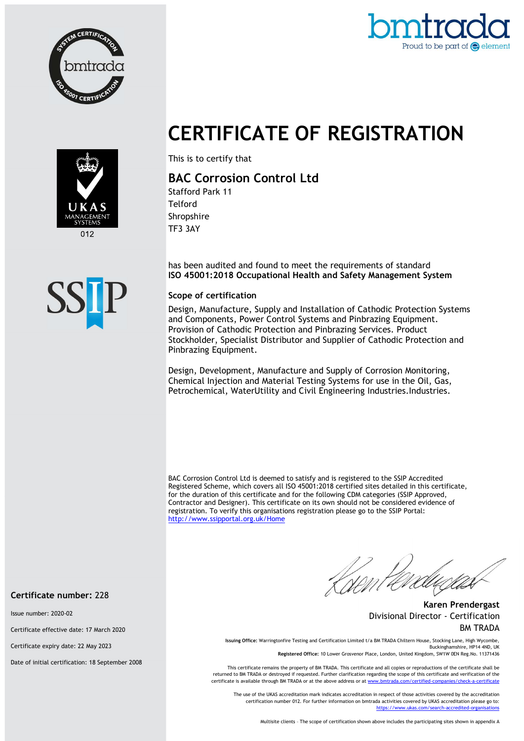# CERTIFICATE OF REGISTRATION

This is to certify that

## BAC Corrosion Control Ltd

Stafford Park 11
Telford
Shropshire
TF3 3AY

has been audited and found to meet the requirements of standard
**ISO 45001:2018 Occupational Health and Safety Management System**

### Scope of certification

Design, Manufacture, Supply and Installation of Cathodic Protection Systems and Components, Power Control Systems and Pinbrazing Equipment. Provision of Cathodic Protection and Pinbrazing Services. Product Stockholder, Specialist Distributor and Supplier of Cathodic Protection and Pinbrazing Equipment.

Design, Development, Manufacture and Supply of Corrosion Monitoring, Chemical Injection and Material Testing Systems for use in the Oil, Gas, Petrochemical, WaterUtility and Civil Engineering Industries.Industries.

BAC Corrosion Control Ltd is deemed to satisfy and is registered to the SSIP Accredited Registered Scheme, which covers all ISO 45001:2018 certified sites detailed in this certificate, for the duration of this certificate and for the following CDM categories (SSIP Approved, Contractor and Designer). This certificate on its own should not be considered evidence of registration. To verify this organisations registration please go to the SSIP Portal: http://www.ssipportal.org.uk/Home

**Karen Prendergast**
Divisional Director - Certification
BM TRADA

**Certificate number:** 228

Issue number: 2020-02

Certificate effective date: 17 March 2020

Certificate expiry date: 22 May 2023

Date of initial certification: 18 September 2008

**Issuing Office:** Warringtonfire Testing and Certification Limited t/a BM TRADA Chiltern House, Stocking Lane, High Wycombe, Buckinghamshire, HP14 4ND, UK
**Registered Office:** 10 Lower Grosvenor Place, London, United Kingdom, SW1W 0EN Reg.No. 11371436

This certificate remains the property of BM TRADA. This certificate and all copies or reproductions of the certificate shall be returned to BM TRADA or destroyed if requested. Further clarification regarding the scope of this certificate and verification of the certificate is available through BM TRADA or at the above address or at www.bmtrada.com/certified-companies/check-a-certificate

The use of the UKAS accreditation mark indicates accreditation in respect of those activities covered by the accreditation certification number 012. For further information on bmtrada activities covered by UKAS accreditation please go to: https://www.ukas.com/search-accredited-organisations

Multisite clients – The scope of certification shown above includes the participating sites shown in appendix A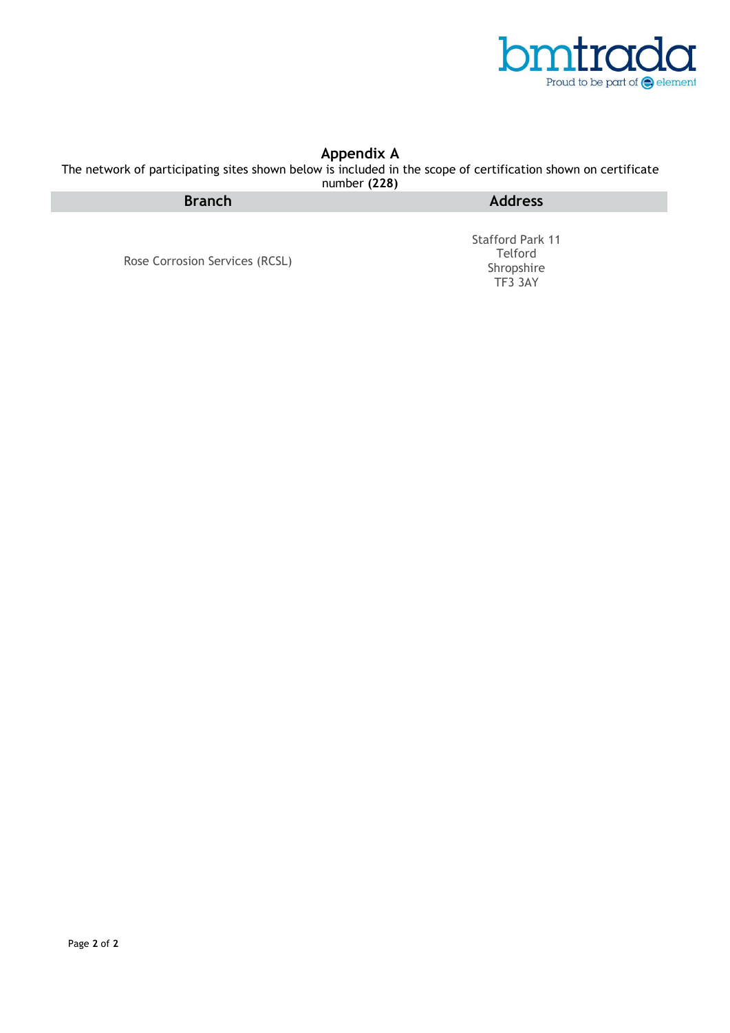# Appendix A

The network of participating sites shown below is included in the scope of certification shown on certificate number **(228)**

| Branch | Address |
| --- | --- |
| Rose Corrosion Services (RCSL) | Stafford Park 11<br>Telford<br>Shropshire<br>TF3 3AY |